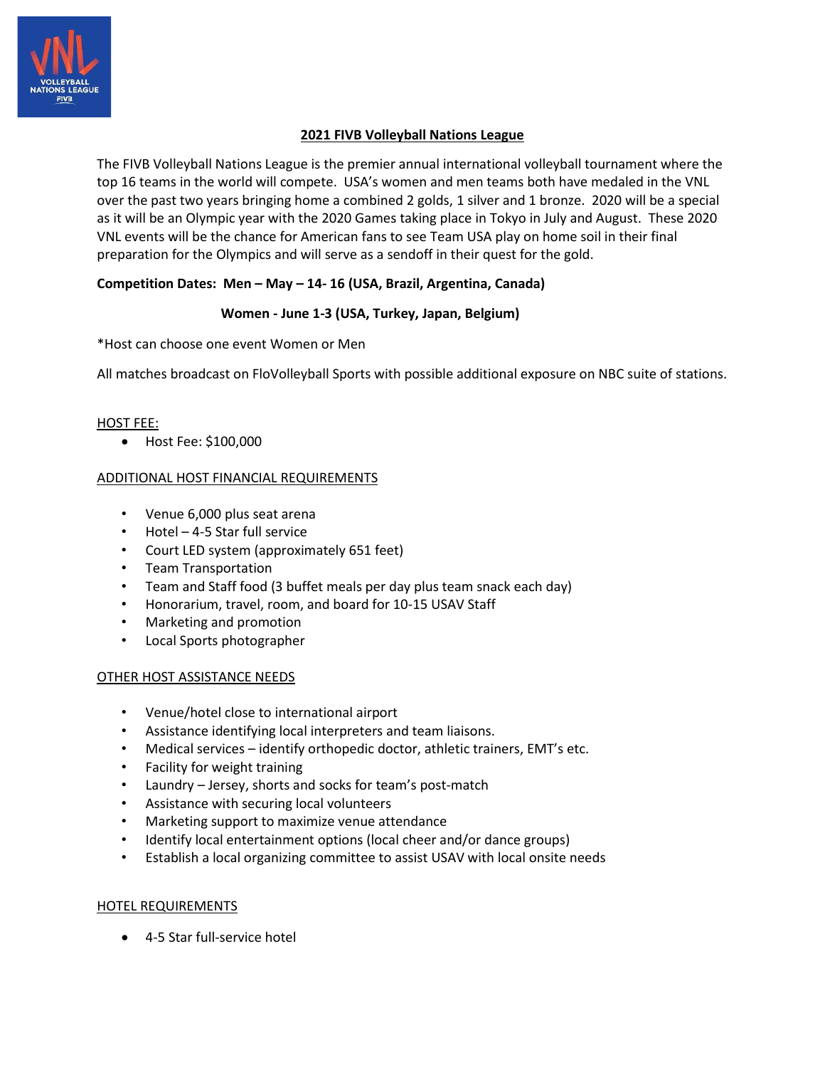## 2021 FIVB Volleyball Nations League

The FIVB Volleyball Nations League is the premier annual international volleyball tournament where the top 16 teams in the world will compete. USA's women and men teams both have medaled in the VNL over the past two years bringing home a combined 2 golds, 1 silver and 1 bronze. 2020 will be a special as it will be an Olympic year with the 2020 Games taking place in Tokyo in July and August. These 2020 VNL events will be the chance for American fans to see Team USA play on home soil in their final preparation for the Olympics and will serve as a sendoff in their quest for the gold.

**Competition Dates: Men – May – 14- 16 (USA, Brazil, Argentina, Canada)**

**Women - June 1-3 (USA, Turkey, Japan, Belgium)**

*Host can choose one event Women or Men

All matches broadcast on FloVolleyball Sports with possible additional exposure on NBC suite of stations.

HOST FEE:

- Host Fee: $100,000

ADDITIONAL HOST FINANCIAL REQUIREMENTS

- Venue 6,000 plus seat arena
- Hotel – 4-5 Star full service
- Court LED system (approximately 651 feet)
- Team Transportation
- Team and Staff food (3 buffet meals per day plus team snack each day)
- Honorarium, travel, room, and board for 10-15 USAV Staff
- Marketing and promotion
- Local Sports photographer

OTHER HOST ASSISTANCE NEEDS

- Venue/hotel close to international airport
- Assistance identifying local interpreters and team liaisons.
- Medical services – identify orthopedic doctor, athletic trainers, EMT's etc.
- Facility for weight training
- Laundry – Jersey, shorts and socks for team's post-match
- Assistance with securing local volunteers
- Marketing support to maximize venue attendance
- Identify local entertainment options (local cheer and/or dance groups)
- Establish a local organizing committee to assist USAV with local onsite needs

HOTEL REQUIREMENTS

- 4-5 Star full-service hotel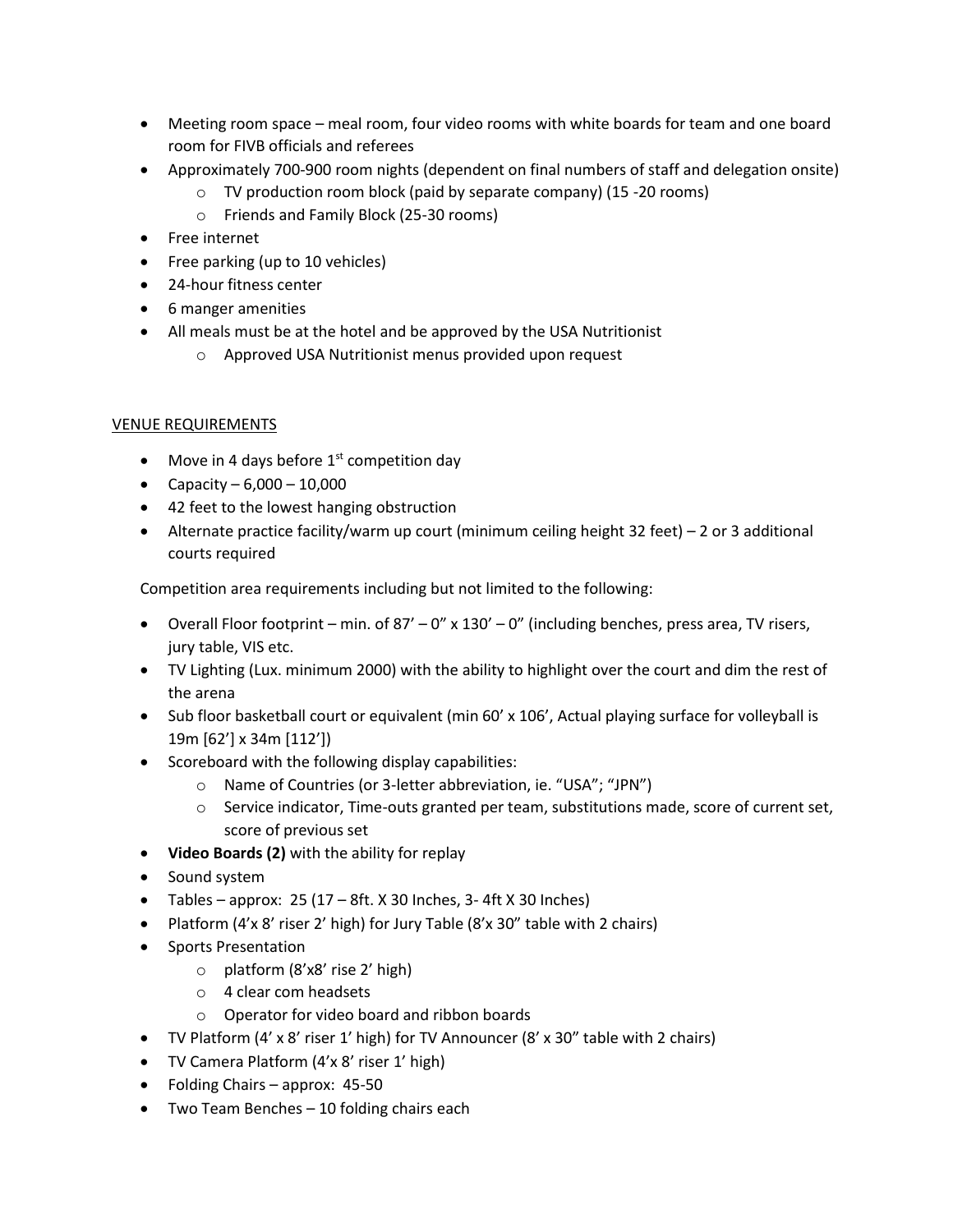- Meeting room space – meal room, four video rooms with white boards for team and one board room for FIVB officials and referees
- Approximately 700-900 room nights (dependent on final numbers of staff and delegation onsite)
  - TV production room block (paid by separate company) (15 -20 rooms)
  - Friends and Family Block (25-30 rooms)
- Free internet
- Free parking (up to 10 vehicles)
- 24-hour fitness center
- 6 manger amenities
- All meals must be at the hotel and be approved by the USA Nutritionist
  - Approved USA Nutritionist menus provided upon request

VENUE REQUIREMENTS

- Move in 4 days before 1st competition day
- Capacity – 6,000 – 10,000
- 42 feet to the lowest hanging obstruction
- Alternate practice facility/warm up court (minimum ceiling height 32 feet) – 2 or 3 additional courts required

Competition area requirements including but not limited to the following:

- Overall Floor footprint – min. of 87' – 0" x 130' – 0" (including benches, press area, TV risers, jury table, VIS etc.
- TV Lighting (Lux. minimum 2000) with the ability to highlight over the court and dim the rest of the arena
- Sub floor basketball court or equivalent (min 60' x 106', Actual playing surface for volleyball is 19m [62'] x 34m [112'])
- Scoreboard with the following display capabilities:
  - Name of Countries (or 3-letter abbreviation, ie. "USA"; "JPN")
  - Service indicator, Time-outs granted per team, substitutions made, score of current set, score of previous set
- **Video Boards (2)** with the ability for replay
- Sound system
- Tables – approx: 25 (17 – 8ft. X 30 Inches, 3- 4ft X 30 Inches)
- Platform (4'x 8' riser 2' high) for Jury Table (8'x 30" table with 2 chairs)
- Sports Presentation
  - platform (8'x8' rise 2' high)
  - 4 clear com headsets
  - Operator for video board and ribbon boards
- TV Platform (4' x 8' riser 1' high) for TV Announcer (8' x 30" table with 2 chairs)
- TV Camera Platform (4'x 8' riser 1' high)
- Folding Chairs – approx: 45-50
- Two Team Benches – 10 folding chairs each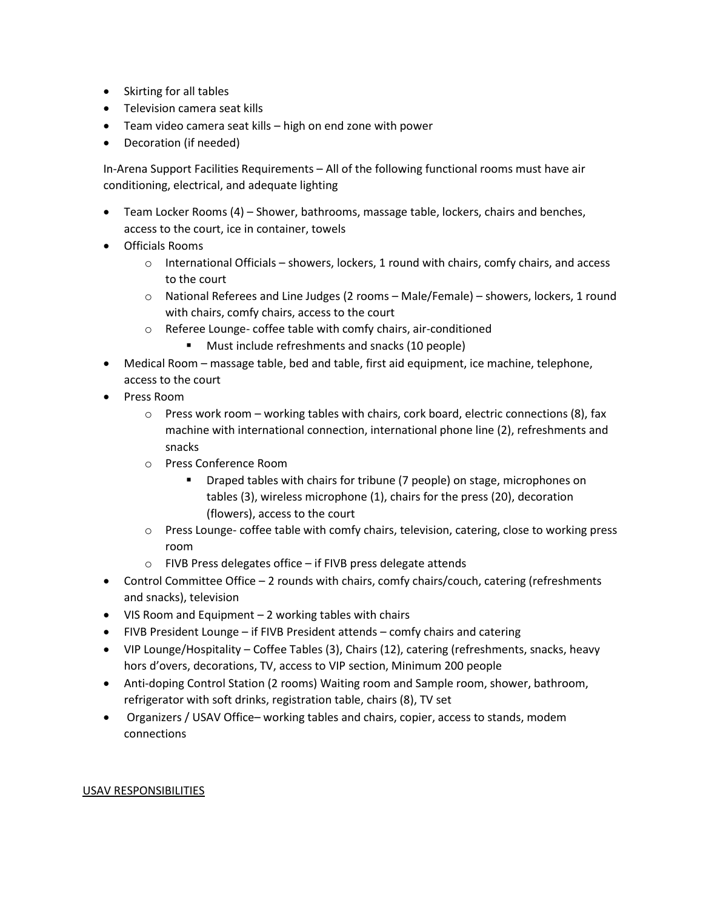- Skirting for all tables
- Television camera seat kills
- Team video camera seat kills – high on end zone with power
- Decoration (if needed)

In-Arena Support Facilities Requirements – All of the following functional rooms must have air conditioning, electrical, and adequate lighting

- Team Locker Rooms (4) – Shower, bathrooms, massage table, lockers, chairs and benches, access to the court, ice in container, towels
- Officials Rooms
    - International Officials – showers, lockers, 1 round with chairs, comfy chairs, and access to the court
    - National Referees and Line Judges (2 rooms – Male/Female) – showers, lockers, 1 round with chairs, comfy chairs, access to the court
    - Referee Lounge- coffee table with comfy chairs, air-conditioned
        - Must include refreshments and snacks (10 people)
- Medical Room – massage table, bed and table, first aid equipment, ice machine, telephone, access to the court
- Press Room
    - Press work room – working tables with chairs, cork board, electric connections (8), fax machine with international connection, international phone line (2), refreshments and snacks
    - Press Conference Room
        - Draped tables with chairs for tribune (7 people) on stage, microphones on tables (3), wireless microphone (1), chairs for the press (20), decoration (flowers), access to the court
    - Press Lounge- coffee table with comfy chairs, television, catering, close to working press room
    - FIVB Press delegates office – if FIVB press delegate attends
- Control Committee Office – 2 rounds with chairs, comfy chairs/couch, catering (refreshments and snacks), television
- VIS Room and Equipment – 2 working tables with chairs
- FIVB President Lounge – if FIVB President attends – comfy chairs and catering
- VIP Lounge/Hospitality – Coffee Tables (3), Chairs (12), catering (refreshments, snacks, heavy hors d'overs, decorations, TV, access to VIP section, Minimum 200 people
- Anti-doping Control Station (2 rooms) Waiting room and Sample room, shower, bathroom, refrigerator with soft drinks, registration table, chairs (8), TV set
- Organizers / USAV Office– working tables and chairs, copier, access to stands, modem connections

<u>USAV RESPONSIBILITIES</u>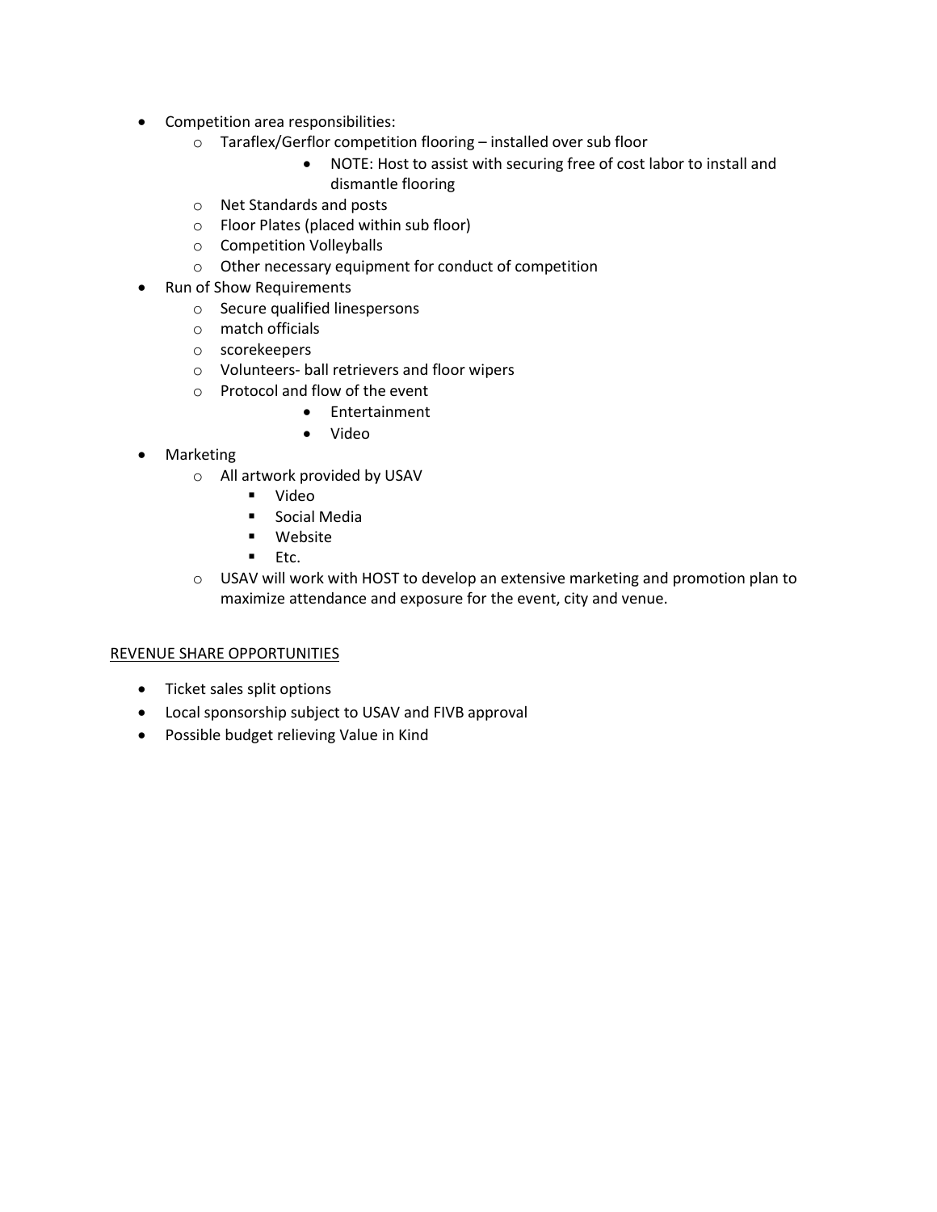- Competition area responsibilities:
    - Taraflex/Gerflor competition flooring – installed over sub floor
        - NOTE: Host to assist with securing free of cost labor to install and dismantle flooring
    - Net Standards and posts
    - Floor Plates (placed within sub floor)
    - Competition Volleyballs
    - Other necessary equipment for conduct of competition
- Run of Show Requirements
    - Secure qualified linespersons
    - match officials
    - scorekeepers
    - Volunteers- ball retrievers and floor wipers
    - Protocol and flow of the event
        - Entertainment
        - Video
- Marketing
    - All artwork provided by USAV
        - Video
        - Social Media
        - Website
        - Etc.
    - USAV will work with HOST to develop an extensive marketing and promotion plan to maximize attendance and exposure for the event, city and venue.

<u>REVENUE SHARE OPPORTUNITIES</u>

- Ticket sales split options
- Local sponsorship subject to USAV and FIVB approval
- Possible budget relieving Value in Kind